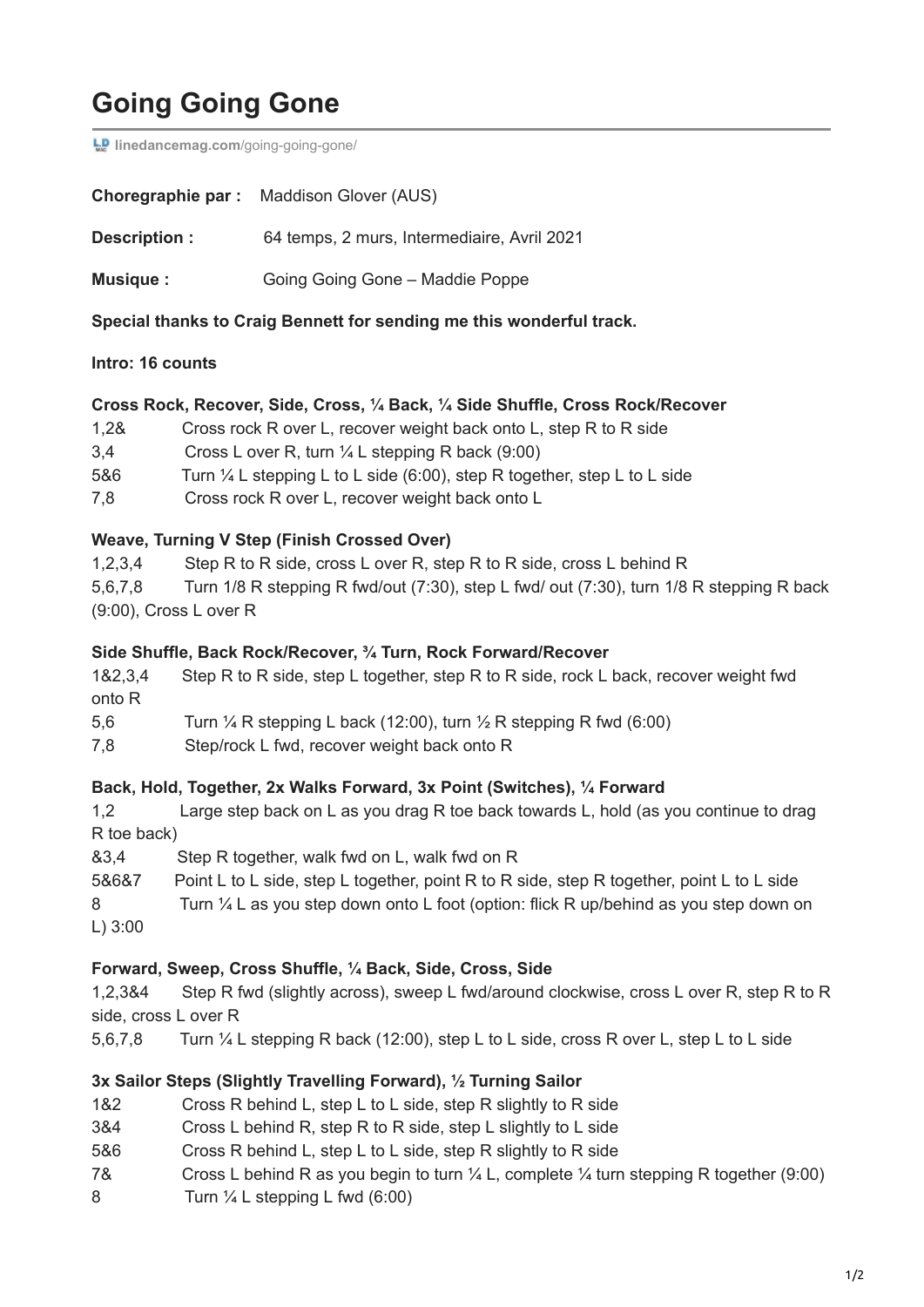# Going Going Gone

linedancemag.com/going-going-gone/

**Choregraphie par :** Maddison Glover (AUS)

**Description :** 64 temps, 2 murs, Intermediaire, Avril 2021

**Musique :** Going Going Gone – Maddie Poppe

**Special thanks to Craig Bennett for sending me this wonderful track.**

**Intro: 16 counts**

**Cross Rock, Recover, Side, Cross, ¼ Back, ¼ Side Shuffle, Cross Rock/Recover**

1,2& Cross rock R over L, recover weight back onto L, step R to R side
3,4 Cross L over R, turn ¼ L stepping R back (9:00)
5&6 Turn ¼ L stepping L to L side (6:00), step R together, step L to L side
7,8 Cross rock R over L, recover weight back onto L

**Weave, Turning V Step (Finish Crossed Over)**

1,2,3,4 Step R to R side, cross L over R, step R to R side, cross L behind R
5,6,7,8 Turn 1/8 R stepping R fwd/out (7:30), step L fwd/ out (7:30), turn 1/8 R stepping R back (9:00), Cross L over R

**Side Shuffle, Back Rock/Recover, ¾ Turn, Rock Forward/Recover**

1&2,3,4 Step R to R side, step L together, step R to R side, rock L back, recover weight fwd onto R
5,6 Turn ¼ R stepping L back (12:00), turn ½ R stepping R fwd (6:00)
7,8 Step/rock L fwd, recover weight back onto R

**Back, Hold, Together, 2x Walks Forward, 3x Point (Switches), ¼ Forward**

1,2 Large step back on L as you drag R toe back towards L, hold (as you continue to drag R toe back)
&3,4 Step R together, walk fwd on L, walk fwd on R
5&6&7 Point L to L side, step L together, point R to R side, step R together, point L to L side
8 Turn ¼ L as you step down onto L foot (option: flick R up/behind as you step down on L) 3:00

**Forward, Sweep, Cross Shuffle, ¼ Back, Side, Cross, Side**

1,2,3&4 Step R fwd (slightly across), sweep L fwd/around clockwise, cross L over R, step R to R side, cross L over R
5,6,7,8 Turn ¼ L stepping R back (12:00), step L to L side, cross R over L, step L to L side

**3x Sailor Steps (Slightly Travelling Forward), ½ Turning Sailor**

1&2 Cross R behind L, step L to L side, step R slightly to R side
3&4 Cross L behind R, step R to R side, step L slightly to L side
5&6 Cross R behind L, step L to L side, step R slightly to R side
7& Cross L behind R as you begin to turn ¼ L, complete ¼ turn stepping R together (9:00)
8 Turn ¼ L stepping L fwd (6:00)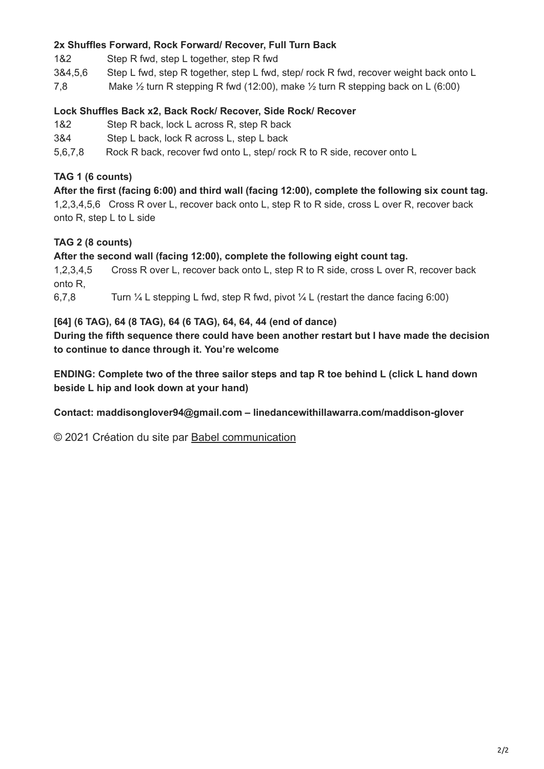**2x Shuffles Forward, Rock Forward/ Recover, Full Turn Back**

1&2 Step R fwd, step L together, step R fwd

3&4,5,6 Step L fwd, step R together, step L fwd, step/ rock R fwd, recover weight back onto L

7,8 Make ½ turn R stepping R fwd (12:00), make ½ turn R stepping back on L (6:00)

**Lock Shuffles Back x2, Back Rock/ Recover, Side Rock/ Recover**

1&2 Step R back, lock L across R, step R back

3&4 Step L back, lock R across L, step L back

5,6,7,8 Rock R back, recover fwd onto L, step/ rock R to R side, recover onto L

**TAG 1 (6 counts)**

**After the first (facing 6:00) and third wall (facing 12:00), complete the following six count tag.**

1,2,3,4,5,6 Cross R over L, recover back onto L, step R to R side, cross L over R, recover back onto R, step L to L side

**TAG 2 (8 counts)**

**After the second wall (facing 12:00), complete the following eight count tag.**

1,2,3,4,5 Cross R over L, recover back onto L, step R to R side, cross L over R, recover back onto R,

6,7,8 Turn ¼ L stepping L fwd, step R fwd, pivot ¼ L (restart the dance facing 6:00)

**[64] (6 TAG), 64 (8 TAG), 64 (6 TAG), 64, 64, 44 (end of dance)**

**During the fifth sequence there could have been another restart but I have made the decision to continue to dance through it. You're welcome**

**ENDING: Complete two of the three sailor steps and tap R toe behind L (click L hand down beside L hip and look down at your hand)**

**Contact: maddisonglover94@gmail.com – linedancewithillawarra.com/maddison-glover**

© 2021 Création du site par Babel communication